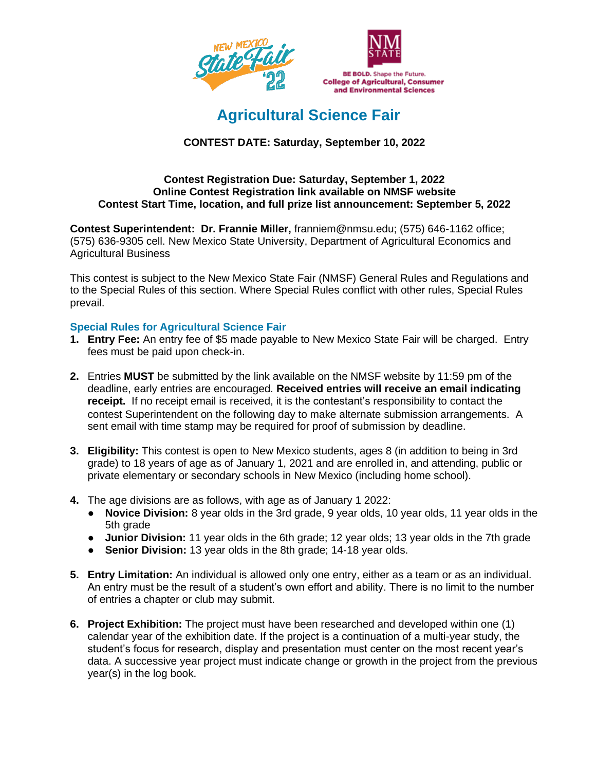# Agricultural Science Fair

**CONTEST DATE: Saturday, September 10, 2022**

**Contest Registration Due: Saturday, September 1, 2022**
**Online Contest Registration link available on NMSF website**
**Contest Start Time, location, and full prize list announcement: September 5, 2022**

**Contest Superintendent: Dr. Frannie Miller,** franniem@nmsu.edu; (575) 646-1162 office; (575) 636-9305 cell. New Mexico State University, Department of Agricultural Economics and Agricultural Business

This contest is subject to the New Mexico State Fair (NMSF) General Rules and Regulations and to the Special Rules of this section. Where Special Rules conflict with other rules, Special Rules prevail.

## Special Rules for Agricultural Science Fair

1. **Entry Fee:** An entry fee of $5 made payable to New Mexico State Fair will be charged. Entry fees must be paid upon check-in.

2. Entries **MUST** be submitted by the link available on the NMSF website by 11:59 pm of the deadline, early entries are encouraged. **Received entries will receive an email indicating receipt.** If no receipt email is received, it is the contestant's responsibility to contact the contest Superintendent on the following day to make alternate submission arrangements. A sent email with time stamp may be required for proof of submission by deadline.

3. **Eligibility:** This contest is open to New Mexico students, ages 8 (in addition to being in 3rd grade) to 18 years of age as of January 1, 2021 and are enrolled in, and attending, public or private elementary or secondary schools in New Mexico (including home school).

4. The age divisions are as follows, with age as of January 1 2022:
   - **Novice Division:** 8 year olds in the 3rd grade, 9 year olds, 10 year olds, 11 year olds in the 5th grade
   - **Junior Division:** 11 year olds in the 6th grade; 12 year olds; 13 year olds in the 7th grade
   - **Senior Division:** 13 year olds in the 8th grade; 14-18 year olds.

5. **Entry Limitation:** An individual is allowed only one entry, either as a team or as an individual. An entry must be the result of a student's own effort and ability. There is no limit to the number of entries a chapter or club may submit.

6. **Project Exhibition:** The project must have been researched and developed within one (1) calendar year of the exhibition date. If the project is a continuation of a multi-year study, the student's focus for research, display and presentation must center on the most recent year's data. A successive year project must indicate change or growth in the project from the previous year(s) in the log book.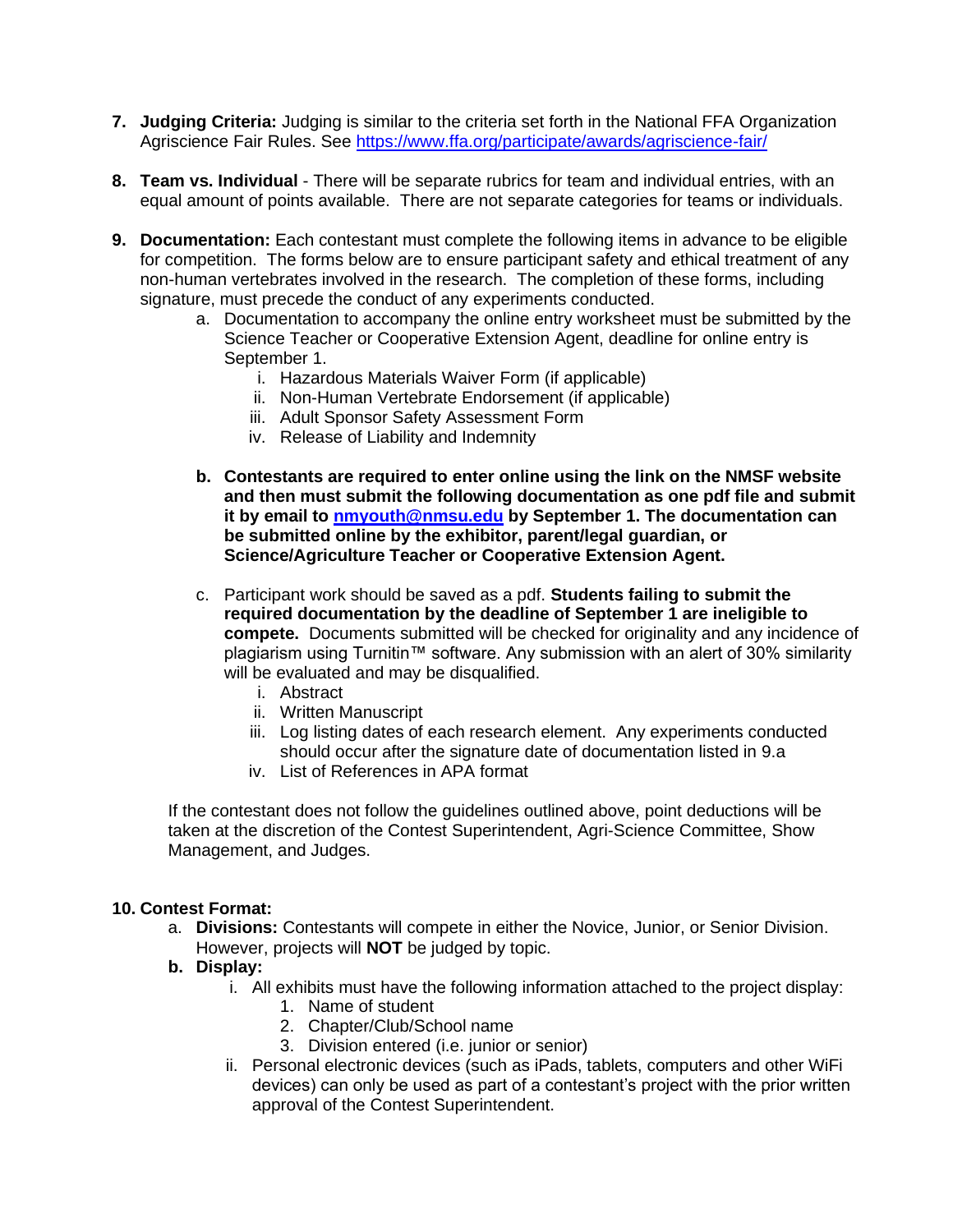7. **Judging Criteria:** Judging is similar to the criteria set forth in the National FFA Organization Agriscience Fair Rules. See https://www.ffa.org/participate/awards/agriscience-fair/

8. **Team vs. Individual** - There will be separate rubrics for team and individual entries, with an equal amount of points available. There are not separate categories for teams or individuals.

9. **Documentation:** Each contestant must complete the following items in advance to be eligible for competition. The forms below are to ensure participant safety and ethical treatment of any non-human vertebrates involved in the research. The completion of these forms, including signature, must precede the conduct of any experiments conducted.
   a. Documentation to accompany the online entry worksheet must be submitted by the Science Teacher or Cooperative Extension Agent, deadline for online entry is September 1.
      i. Hazardous Materials Waiver Form (if applicable)
      ii. Non-Human Vertebrate Endorsement (if applicable)
      iii. Adult Sponsor Safety Assessment Form
      iv. Release of Liability and Indemnity

   b. **Contestants are required to enter online using the link on the NMSF website and then must submit the following documentation as one pdf file and submit it by email to nmyouth@nmsu.edu by September 1. The documentation can be submitted online by the exhibitor, parent/legal guardian, or Science/Agriculture Teacher or Cooperative Extension Agent.**

   c. Participant work should be saved as a pdf. **Students failing to submit the required documentation by the deadline of September 1 are ineligible to compete.** Documents submitted will be checked for originality and any incidence of plagiarism using Turnitin™ software. Any submission with an alert of 30% similarity will be evaluated and may be disqualified.
      i. Abstract
      ii. Written Manuscript
      iii. Log listing dates of each research element. Any experiments conducted should occur after the signature date of documentation listed in 9.a
      iv. List of References in APA format

   If the contestant does not follow the guidelines outlined above, point deductions will be taken at the discretion of the Contest Superintendent, Agri-Science Committee, Show Management, and Judges.

10. **Contest Format:**
    a. **Divisions:** Contestants will compete in either the Novice, Junior, or Senior Division. However, projects will **NOT** be judged by topic.
    b. **Display:**
       i. All exhibits must have the following information attached to the project display:
          1. Name of student
          2. Chapter/Club/School name
          3. Division entered (i.e. junior or senior)
       ii. Personal electronic devices (such as iPads, tablets, computers and other WiFi devices) can only be used as part of a contestant's project with the prior written approval of the Contest Superintendent.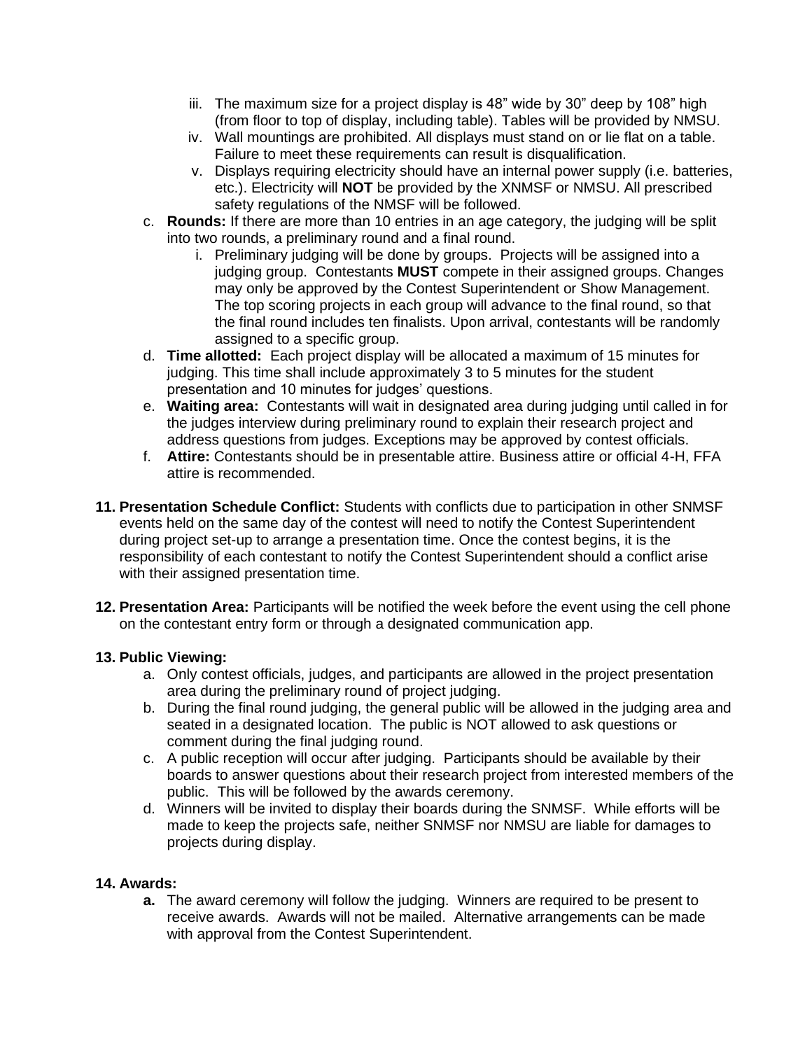iii. The maximum size for a project display is 48" wide by 30" deep by 108" high (from floor to top of display, including table). Tables will be provided by NMSU.
   iv. Wall mountings are prohibited. All displays must stand on or lie flat on a table. Failure to meet these requirements can result is disqualification.
   v. Displays requiring electricity should have an internal power supply (i.e. batteries, etc.). Electricity will **NOT** be provided by the XNMSF or NMSU. All prescribed safety regulations of the NMSF will be followed.

c. **Rounds:** If there are more than 10 entries in an age category, the judging will be split into two rounds, a preliminary round and a final round.
   i. Preliminary judging will be done by groups. Projects will be assigned into a judging group. Contestants **MUST** compete in their assigned groups. Changes may only be approved by the Contest Superintendent or Show Management. The top scoring projects in each group will advance to the final round, so that the final round includes ten finalists. Upon arrival, contestants will be randomly assigned to a specific group.

d. **Time allotted:** Each project display will be allocated a maximum of 15 minutes for judging. This time shall include approximately 3 to 5 minutes for the student presentation and 10 minutes for judges' questions.

e. **Waiting area:** Contestants will wait in designated area during judging until called in for the judges interview during preliminary round to explain their research project and address questions from judges. Exceptions may be approved by contest officials.

f. **Attire:** Contestants should be in presentable attire. Business attire or official 4-H, FFA attire is recommended.

**11. Presentation Schedule Conflict:** Students with conflicts due to participation in other SNMSF events held on the same day of the contest will need to notify the Contest Superintendent during project set-up to arrange a presentation time. Once the contest begins, it is the responsibility of each contestant to notify the Contest Superintendent should a conflict arise with their assigned presentation time.

**12. Presentation Area:** Participants will be notified the week before the event using the cell phone on the contestant entry form or through a designated communication app.

**13. Public Viewing:**

a. Only contest officials, judges, and participants are allowed in the project presentation area during the preliminary round of project judging.

b. During the final round judging, the general public will be allowed in the judging area and seated in a designated location. The public is NOT allowed to ask questions or comment during the final judging round.

c. A public reception will occur after judging. Participants should be available by their boards to answer questions about their research project from interested members of the public. This will be followed by the awards ceremony.

d. Winners will be invited to display their boards during the SNMSF. While efforts will be made to keep the projects safe, neither SNMSF nor NMSU are liable for damages to projects during display.

**14. Awards:**

**a.** The award ceremony will follow the judging. Winners are required to be present to receive awards. Awards will not be mailed. Alternative arrangements can be made with approval from the Contest Superintendent.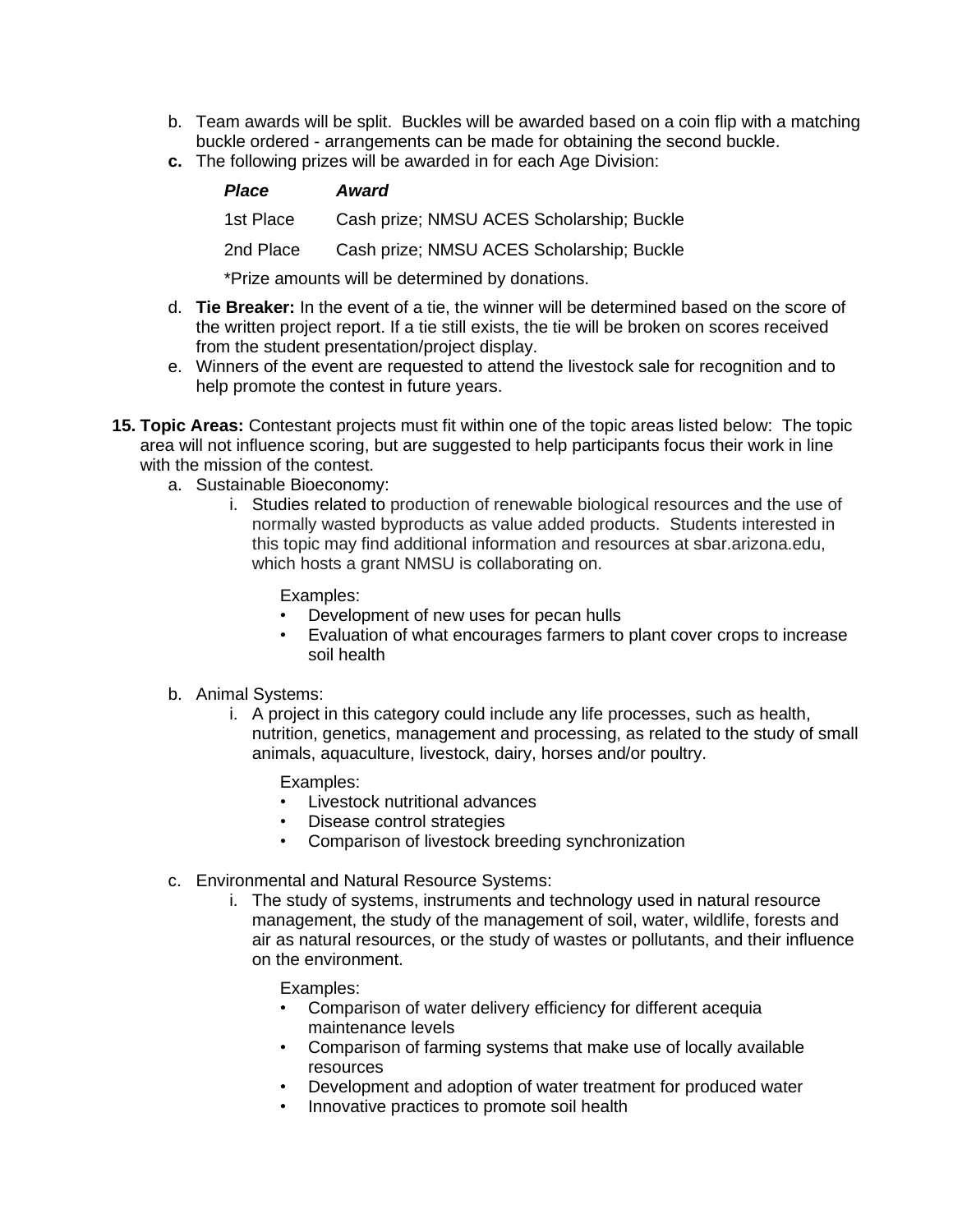b. Team awards will be split. Buckles will be awarded based on a coin flip with a matching buckle ordered - arrangements can be made for obtaining the second buckle.

**c.** The following prizes will be awarded in for each Age Division:

| ***Place*** | ***Award*** |
|---|---|
| 1st Place | Cash prize; NMSU ACES Scholarship; Buckle |
| 2nd Place | Cash prize; NMSU ACES Scholarship; Buckle |

*Prize amounts will be determined by donations.

d. **Tie Breaker:** In the event of a tie, the winner will be determined based on the score of the written project report. If a tie still exists, the tie will be broken on scores received from the student presentation/project display.

e. Winners of the event are requested to attend the livestock sale for recognition and to help promote the contest in future years.

**15. Topic Areas:** Contestant projects must fit within one of the topic areas listed below: The topic area will not influence scoring, but are suggested to help participants focus their work in line with the mission of the contest.

a. Sustainable Bioeconomy:

  i. Studies related to production of renewable biological resources and the use of normally wasted byproducts as value added products. Students interested in this topic may find additional information and resources at sbar.arizona.edu, which hosts a grant NMSU is collaborating on.

  Examples:
  - Development of new uses for pecan hulls
  - Evaluation of what encourages farmers to plant cover crops to increase soil health

b. Animal Systems:

  i. A project in this category could include any life processes, such as health, nutrition, genetics, management and processing, as related to the study of small animals, aquaculture, livestock, dairy, horses and/or poultry.

  Examples:
  - Livestock nutritional advances
  - Disease control strategies
  - Comparison of livestock breeding synchronization

c. Environmental and Natural Resource Systems:

  i. The study of systems, instruments and technology used in natural resource management, the study of the management of soil, water, wildlife, forests and air as natural resources, or the study of wastes or pollutants, and their influence on the environment.

  Examples:
  - Comparison of water delivery efficiency for different acequia maintenance levels
  - Comparison of farming systems that make use of locally available resources
  - Development and adoption of water treatment for produced water
  - Innovative practices to promote soil health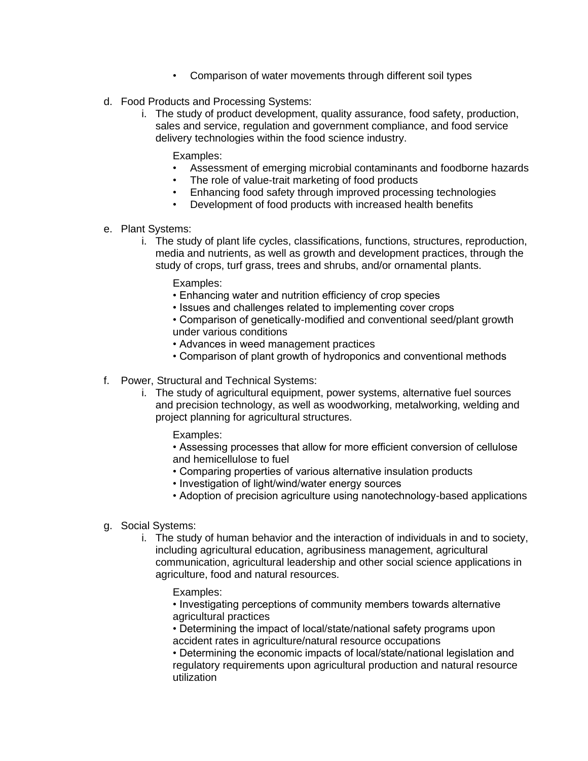- Comparison of water movements through different soil types

d. Food Products and Processing Systems:
   i. The study of product development, quality assurance, food safety, production, sales and service, regulation and government compliance, and food service delivery technologies within the food science industry.

      Examples:
      - Assessment of emerging microbial contaminants and foodborne hazards
      - The role of value-trait marketing of food products
      - Enhancing food safety through improved processing technologies
      - Development of food products with increased health benefits

e. Plant Systems:
   i. The study of plant life cycles, classifications, functions, structures, reproduction, media and nutrients, as well as growth and development practices, through the study of crops, turf grass, trees and shrubs, and/or ornamental plants.

      Examples:
      - Enhancing water and nutrition efficiency of crop species
      - Issues and challenges related to implementing cover crops
      - Comparison of genetically-modified and conventional seed/plant growth under various conditions
      - Advances in weed management practices
      - Comparison of plant growth of hydroponics and conventional methods

f. Power, Structural and Technical Systems:
   i. The study of agricultural equipment, power systems, alternative fuel sources and precision technology, as well as woodworking, metalworking, welding and project planning for agricultural structures.

      Examples:
      - Assessing processes that allow for more efficient conversion of cellulose and hemicellulose to fuel
      - Comparing properties of various alternative insulation products
      - Investigation of light/wind/water energy sources
      - Adoption of precision agriculture using nanotechnology-based applications

g. Social Systems:
   i. The study of human behavior and the interaction of individuals in and to society, including agricultural education, agribusiness management, agricultural communication, agricultural leadership and other social science applications in agriculture, food and natural resources.

      Examples:
      - Investigating perceptions of community members towards alternative agricultural practices
      - Determining the impact of local/state/national safety programs upon accident rates in agriculture/natural resource occupations
      - Determining the economic impacts of local/state/national legislation and regulatory requirements upon agricultural production and natural resource utilization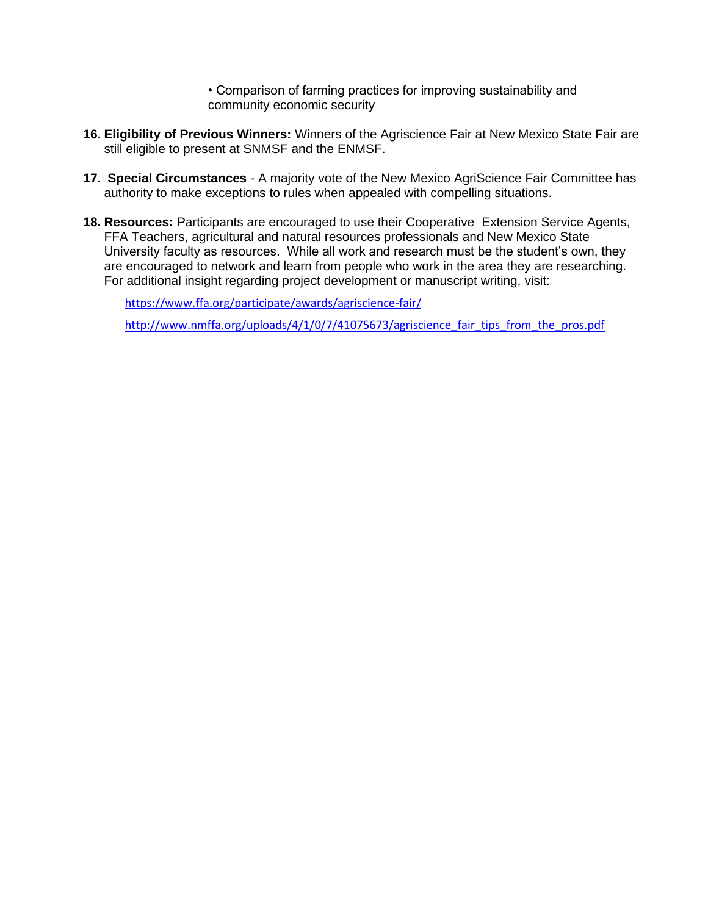• Comparison of farming practices for improving sustainability and community economic security

16. **Eligibility of Previous Winners:** Winners of the Agriscience Fair at New Mexico State Fair are still eligible to present at SNMSF and the ENMSF.

17. **Special Circumstances** - A majority vote of the New Mexico AgriScience Fair Committee has authority to make exceptions to rules when appealed with compelling situations.

18. **Resources:** Participants are encouraged to use their Cooperative Extension Service Agents, FFA Teachers, agricultural and natural resources professionals and New Mexico State University faculty as resources. While all work and research must be the student's own, they are encouraged to network and learn from people who work in the area they are researching. For additional insight regarding project development or manuscript writing, visit:

    https://www.ffa.org/participate/awards/agriscience-fair/

    http://www.nmffa.org/uploads/4/1/0/7/41075673/agriscience_fair_tips_from_the_pros.pdf